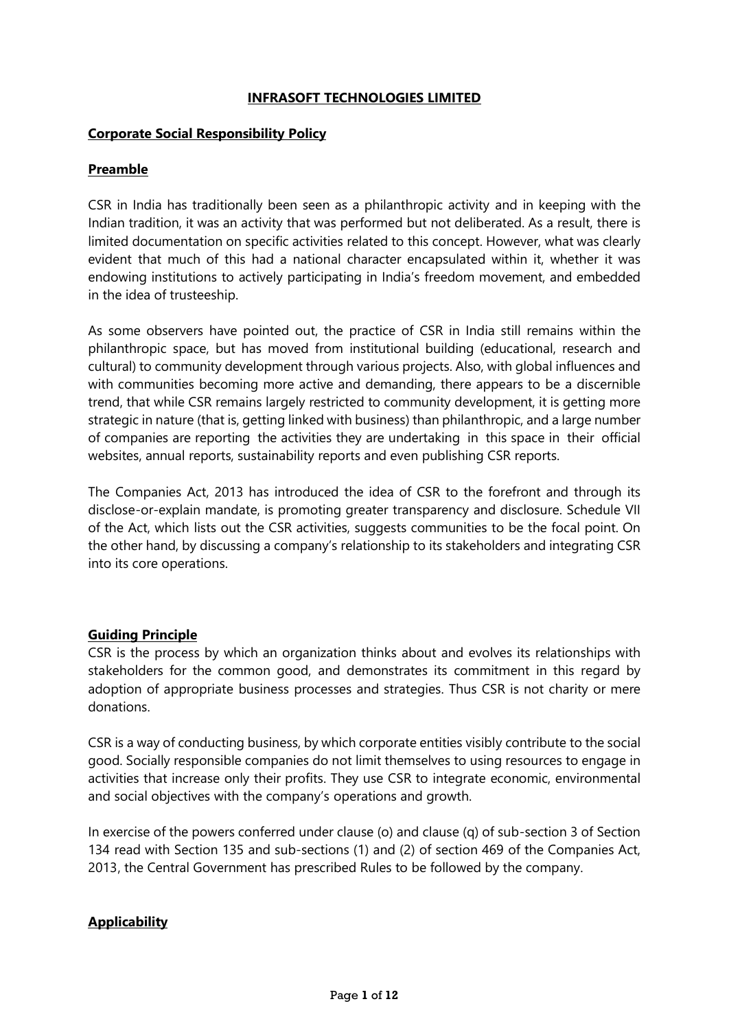# INFRASOFT TECHNOLOGIES LIMITED

## Corporate Social Responsibility Policy

## Preamble

CSR in India has traditionally been seen as a philanthropic activity and in keeping with the Indian tradition, it was an activity that was performed but not deliberated. As a result, there is limited documentation on specific activities related to this concept. However, what was clearly evident that much of this had a national character encapsulated within it, whether it was endowing institutions to actively participating in India's freedom movement, and embedded in the idea of trusteeship.

As some observers have pointed out, the practice of CSR in India still remains within the philanthropic space, but has moved from institutional building (educational, research and cultural) to community development through various projects. Also, with global influences and with communities becoming more active and demanding, there appears to be a discernible trend, that while CSR remains largely restricted to community development, it is getting more strategic in nature (that is, getting linked with business) than philanthropic, and a large number of companies are reporting the activities they are undertaking in this space in their official websites, annual reports, sustainability reports and even publishing CSR reports.

The Companies Act, 2013 has introduced the idea of CSR to the forefront and through its disclose-or-explain mandate, is promoting greater transparency and disclosure. Schedule VII of the Act, which lists out the CSR activities, suggests communities to be the focal point. On the other hand, by discussing a company's relationship to its stakeholders and integrating CSR into its core operations.

## Guiding Principle

CSR is the process by which an organization thinks about and evolves its relationships with stakeholders for the common good, and demonstrates its commitment in this regard by adoption of appropriate business processes and strategies. Thus CSR is not charity or mere donations.

CSR is a way of conducting business, by which corporate entities visibly contribute to the social good. Socially responsible companies do not limit themselves to using resources to engage in activities that increase only their profits. They use CSR to integrate economic, environmental and social objectives with the company's operations and growth.

In exercise of the powers conferred under clause (o) and clause (q) of sub-section 3 of Section 134 read with Section 135 and sub-sections (1) and (2) of section 469 of the Companies Act, 2013, the Central Government has prescribed Rules to be followed by the company.

## Applicability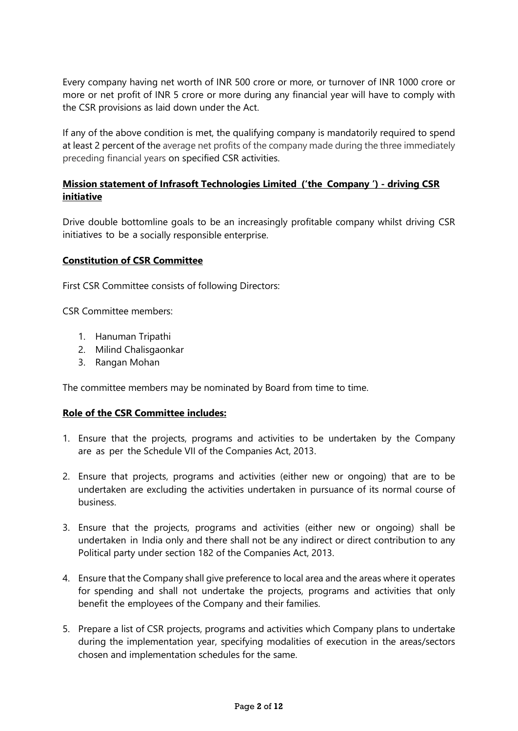Every company having net worth of INR 500 crore or more, or turnover of INR 1000 crore or more or net profit of INR 5 crore or more during any financial year will have to comply with the CSR provisions as laid down under the Act.

If any of the above condition is met, the qualifying company is mandatorily required to spend at least 2 percent of the average net profits of the company made during the three immediately preceding financial years on specified CSR activities.

**Mission statement of Infrasoft Technologies Limited ('the Company ') - driving CSR initiative**

Drive double bottomline goals to be an increasingly profitable company whilst driving CSR initiatives to be a socially responsible enterprise.

**Constitution of CSR Committee**

First CSR Committee consists of following Directors:

CSR Committee members:

1. Hanuman Tripathi
2. Milind Chalisgaonkar
3. Rangan Mohan

The committee members may be nominated by Board from time to time.

**Role of the CSR Committee includes:**

1. Ensure that the projects, programs and activities to be undertaken by the Company are as per the Schedule VII of the Companies Act, 2013.
2. Ensure that projects, programs and activities (either new or ongoing) that are to be undertaken are excluding the activities undertaken in pursuance of its normal course of business.
3. Ensure that the projects, programs and activities (either new or ongoing) shall be undertaken in India only and there shall not be any indirect or direct contribution to any Political party under section 182 of the Companies Act, 2013.
4. Ensure that the Company shall give preference to local area and the areas where it operates for spending and shall not undertake the projects, programs and activities that only benefit the employees of the Company and their families.
5. Prepare a list of CSR projects, programs and activities which Company plans to undertake during the implementation year, specifying modalities of execution in the areas/sectors chosen and implementation schedules for the same.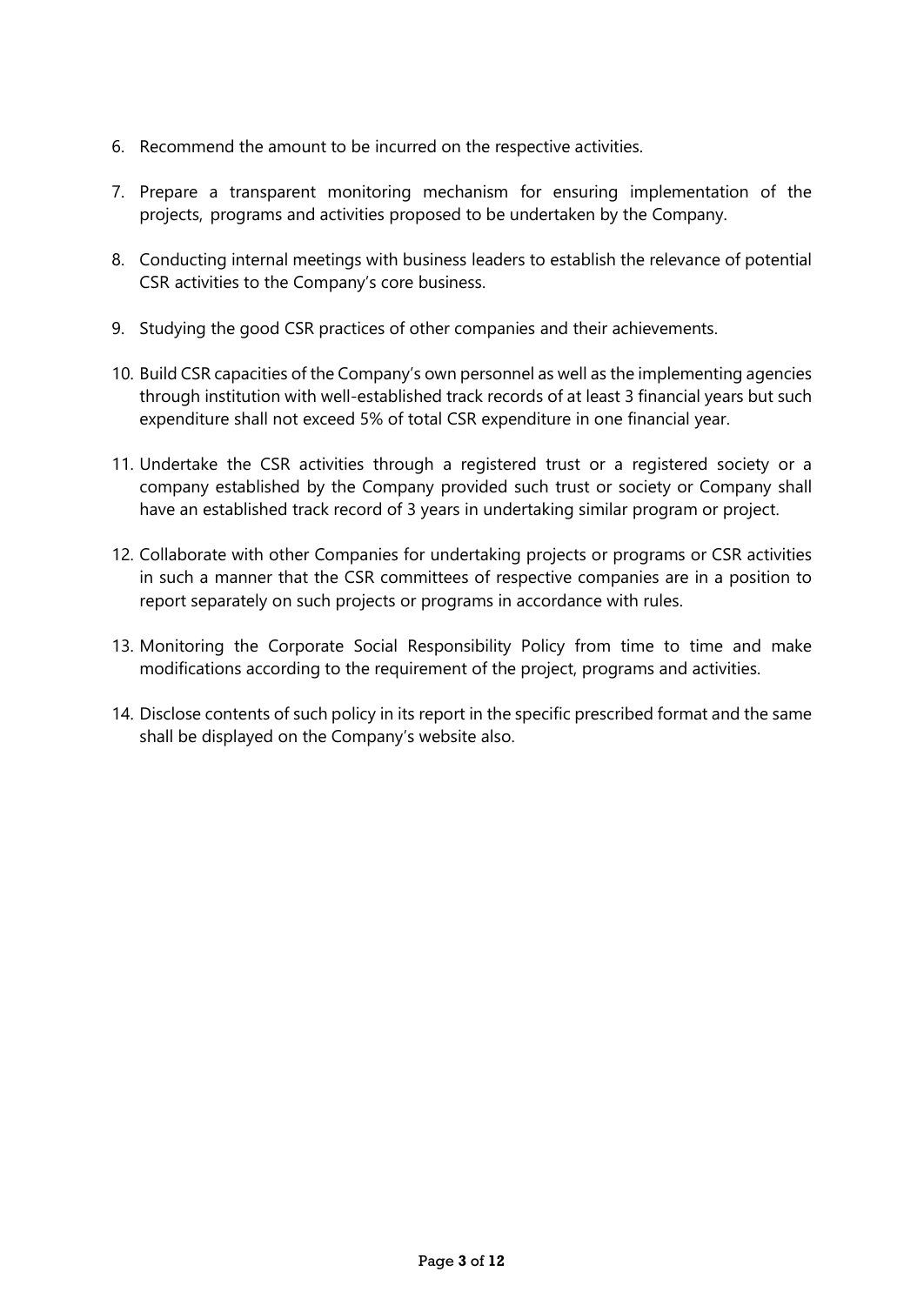6. Recommend the amount to be incurred on the respective activities.

7. Prepare a transparent monitoring mechanism for ensuring implementation of the projects, programs and activities proposed to be undertaken by the Company.

8. Conducting internal meetings with business leaders to establish the relevance of potential CSR activities to the Company's core business.

9. Studying the good CSR practices of other companies and their achievements.

10. Build CSR capacities of the Company's own personnel as well as the implementing agencies through institution with well-established track records of at least 3 financial years but such expenditure shall not exceed 5% of total CSR expenditure in one financial year.

11. Undertake the CSR activities through a registered trust or a registered society or a company established by the Company provided such trust or society or Company shall have an established track record of 3 years in undertaking similar program or project.

12. Collaborate with other Companies for undertaking projects or programs or CSR activities in such a manner that the CSR committees of respective companies are in a position to report separately on such projects or programs in accordance with rules.

13. Monitoring the Corporate Social Responsibility Policy from time to time and make modifications according to the requirement of the project, programs and activities.

14. Disclose contents of such policy in its report in the specific prescribed format and the same shall be displayed on the Company's website also.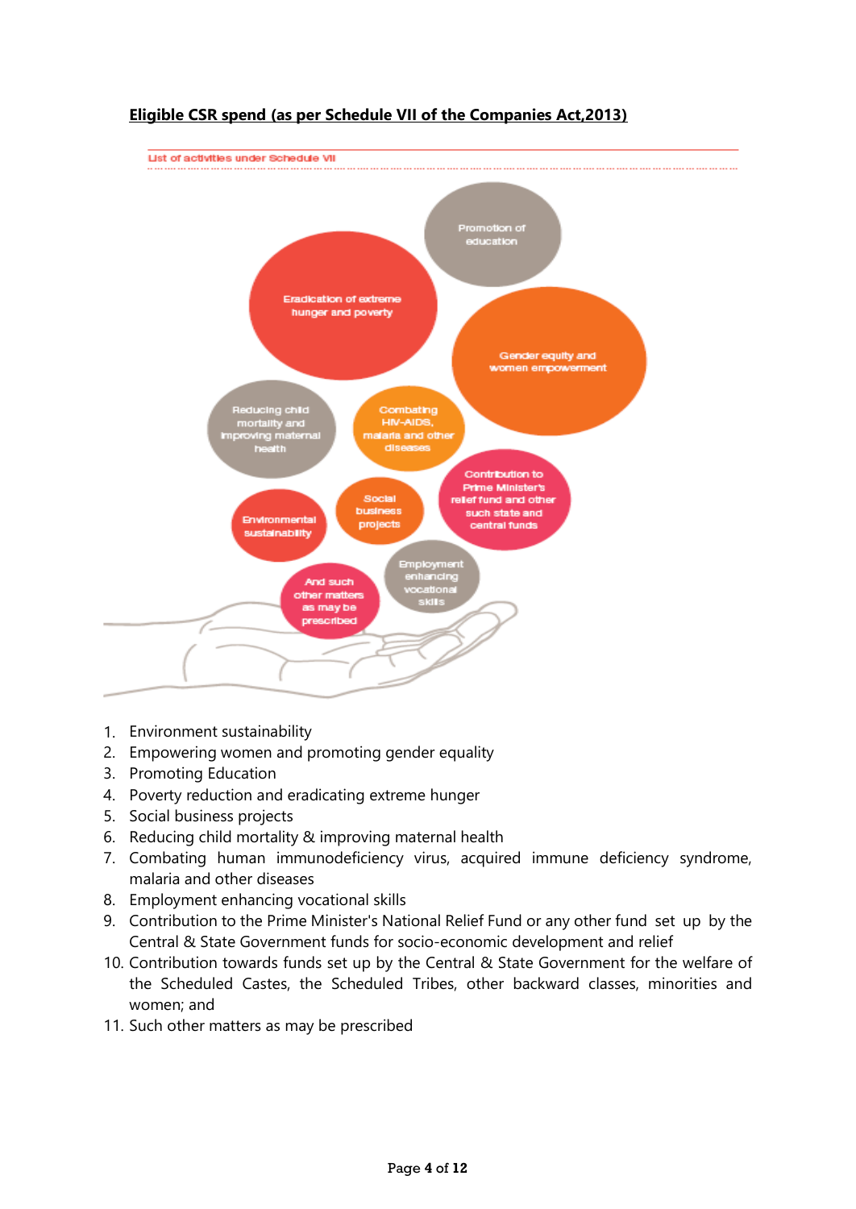**Eligible CSR spend (as per Schedule VII of the Companies Act,2013)**

List of activities under Schedule VII

- Promotion of education
- Eradication of extreme hunger and poverty
- Gender equity and women empowerment
- Reducing child mortality and improving maternal health
- Combating HIV-AIDS, malaria and other diseases
- Contribution to Prime Minister's relief fund and other such state and central funds
- Environmental sustainability
- Social business projects
- Employment enhancing vocational skills
- And such other matters as may be prescribed

1. Environment sustainability
2. Empowering women and promoting gender equality
3. Promoting Education
4. Poverty reduction and eradicating extreme hunger
5. Social business projects
6. Reducing child mortality & improving maternal health
7. Combating human immunodeficiency virus, acquired immune deficiency syndrome, malaria and other diseases
8. Employment enhancing vocational skills
9. Contribution to the Prime Minister's National Relief Fund or any other fund set up by the Central & State Government funds for socio-economic development and relief
10. Contribution towards funds set up by the Central & State Government for the welfare of the Scheduled Castes, the Scheduled Tribes, other backward classes, minorities and women; and
11. Such other matters as may be prescribed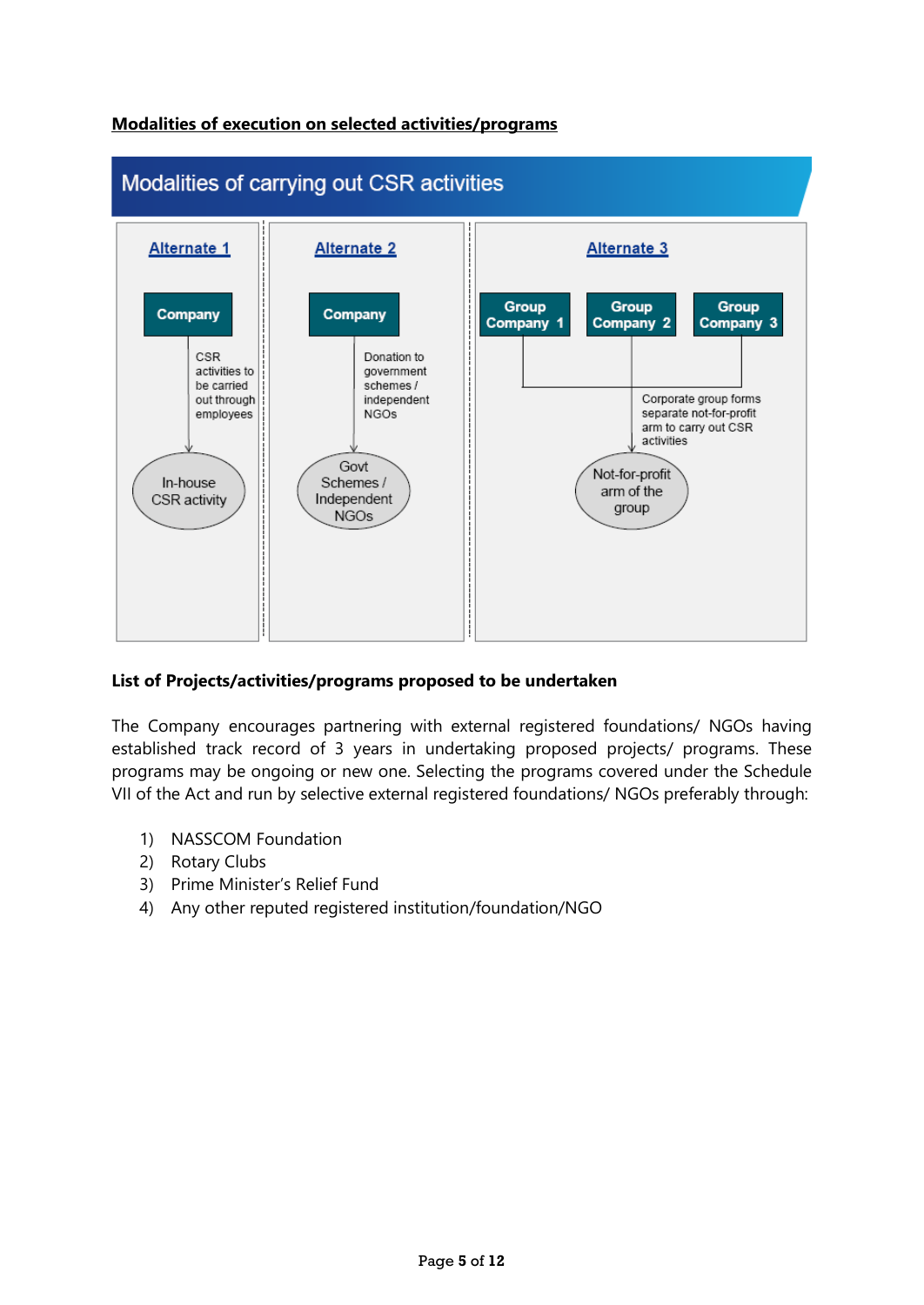**Modalities of execution on selected activities/programs**

## Modalities of carrying out CSR activities

**Alternate 1**

Company → CSR activities to be carried out through employees → In-house CSR activity

**Alternate 2**

Company → Donation to government schemes / independent NGOs → Govt Schemes / Independent NGOs

**Alternate 3**

Group Company 1, Group Company 2, Group Company 3 → Corporate group forms separate not-for-profit arm to carry out CSR activities → Not-for-profit arm of the group

**List of Projects/activities/programs proposed to be undertaken**

The Company encourages partnering with external registered foundations/ NGOs having established track record of 3 years in undertaking proposed projects/ programs. These programs may be ongoing or new one. Selecting the programs covered under the Schedule VII of the Act and run by selective external registered foundations/ NGOs preferably through:

1) NASSCOM Foundation
2) Rotary Clubs
3) Prime Minister's Relief Fund
4) Any other reputed registered institution/foundation/NGO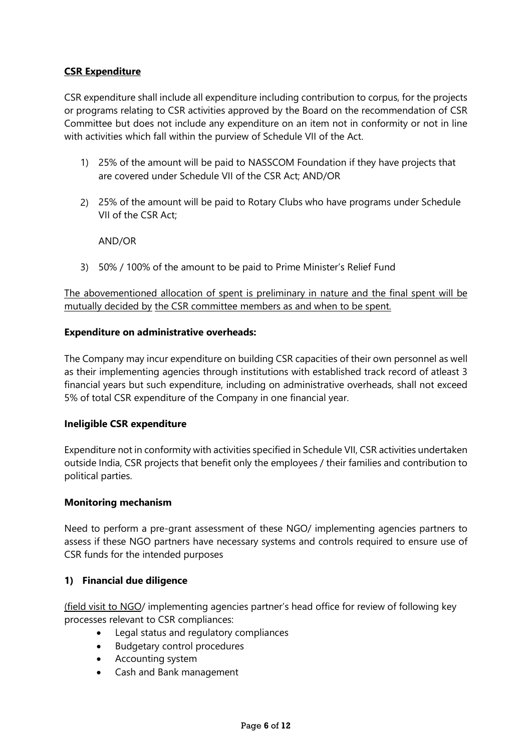**CSR Expenditure**

CSR expenditure shall include all expenditure including contribution to corpus, for the projects or programs relating to CSR activities approved by the Board on the recommendation of CSR Committee but does not include any expenditure on an item not in conformity or not in line with activities which fall within the purview of Schedule VII of the Act.

1) 25% of the amount will be paid to NASSCOM Foundation if they have projects that are covered under Schedule VII of the CSR Act; AND/OR

2) 25% of the amount will be paid to Rotary Clubs who have programs under Schedule VII of the CSR Act;

   AND/OR

3) 50% / 100% of the amount to be paid to Prime Minister's Relief Fund

The abovementioned allocation of spent is preliminary in nature and the final spent will be mutually decided by the CSR committee members as and when to be spent.

**Expenditure on administrative overheads:**

The Company may incur expenditure on building CSR capacities of their own personnel as well as their implementing agencies through institutions with established track record of atleast 3 financial years but such expenditure, including on administrative overheads, shall not exceed 5% of total CSR expenditure of the Company in one financial year.

**Ineligible CSR expenditure**

Expenditure not in conformity with activities specified in Schedule VII, CSR activities undertaken outside India, CSR projects that benefit only the employees / their families and contribution to political parties.

**Monitoring mechanism**

Need to perform a pre-grant assessment of these NGO/ implementing agencies partners to assess if these NGO partners have necessary systems and controls required to ensure use of CSR funds for the intended purposes

**1) Financial due diligence**

(field visit to NGO/ implementing agencies partner's head office for review of following key processes relevant to CSR compliances:

- Legal status and regulatory compliances
- Budgetary control procedures
- Accounting system
- Cash and Bank management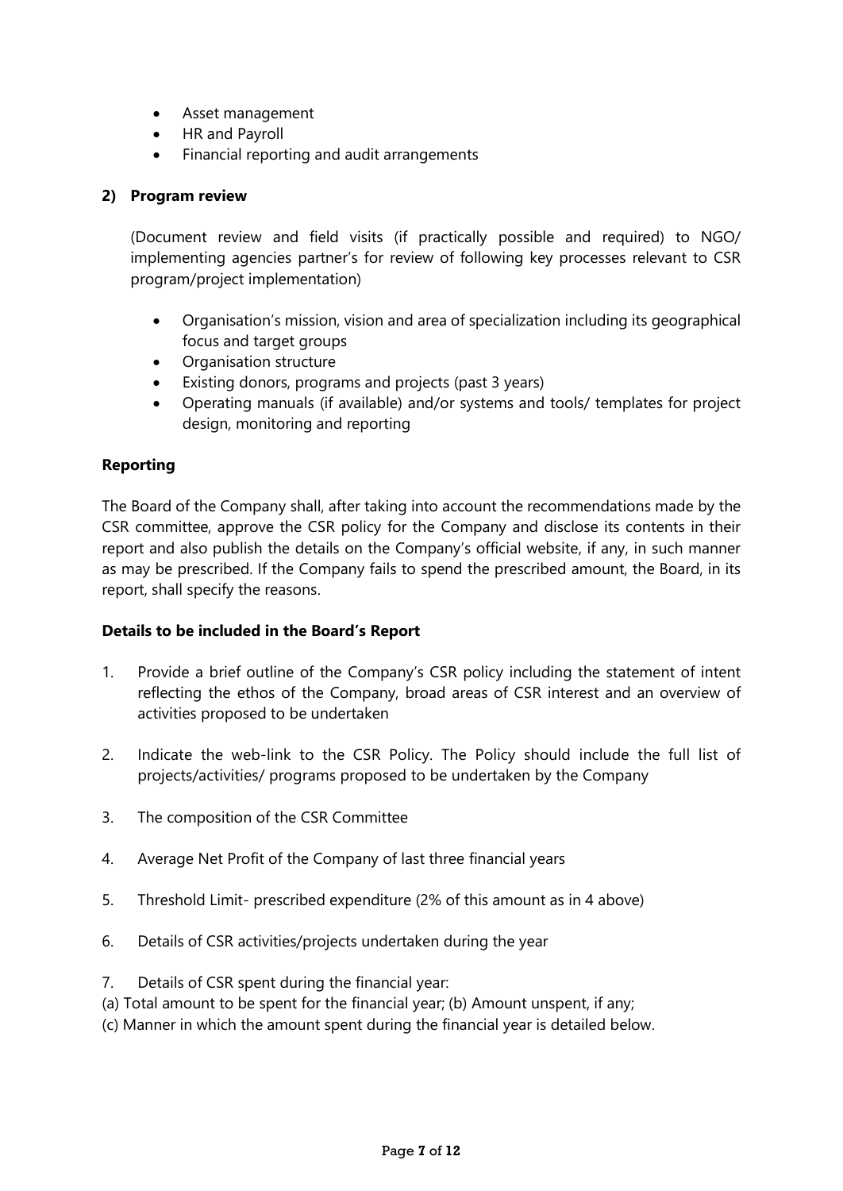- Asset management
- HR and Payroll
- Financial reporting and audit arrangements

**2) Program review**

(Document review and field visits (if practically possible and required) to NGO/ implementing agencies partner's for review of following key processes relevant to CSR program/project implementation)

- Organisation's mission, vision and area of specialization including its geographical focus and target groups
- Organisation structure
- Existing donors, programs and projects (past 3 years)
- Operating manuals (if available) and/or systems and tools/ templates for project design, monitoring and reporting

**Reporting**

The Board of the Company shall, after taking into account the recommendations made by the CSR committee, approve the CSR policy for the Company and disclose its contents in their report and also publish the details on the Company's official website, if any, in such manner as may be prescribed. If the Company fails to spend the prescribed amount, the Board, in its report, shall specify the reasons.

**Details to be included in the Board's Report**

1. Provide a brief outline of the Company's CSR policy including the statement of intent reflecting the ethos of the Company, broad areas of CSR interest and an overview of activities proposed to be undertaken

2. Indicate the web-link to the CSR Policy. The Policy should include the full list of projects/activities/ programs proposed to be undertaken by the Company

3. The composition of the CSR Committee

4. Average Net Profit of the Company of last three financial years

5. Threshold Limit- prescribed expenditure (2% of this amount as in 4 above)

6. Details of CSR activities/projects undertaken during the year

7. Details of CSR spent during the financial year:

(a) Total amount to be spent for the financial year; (b) Amount unspent, if any;
(c) Manner in which the amount spent during the financial year is detailed below.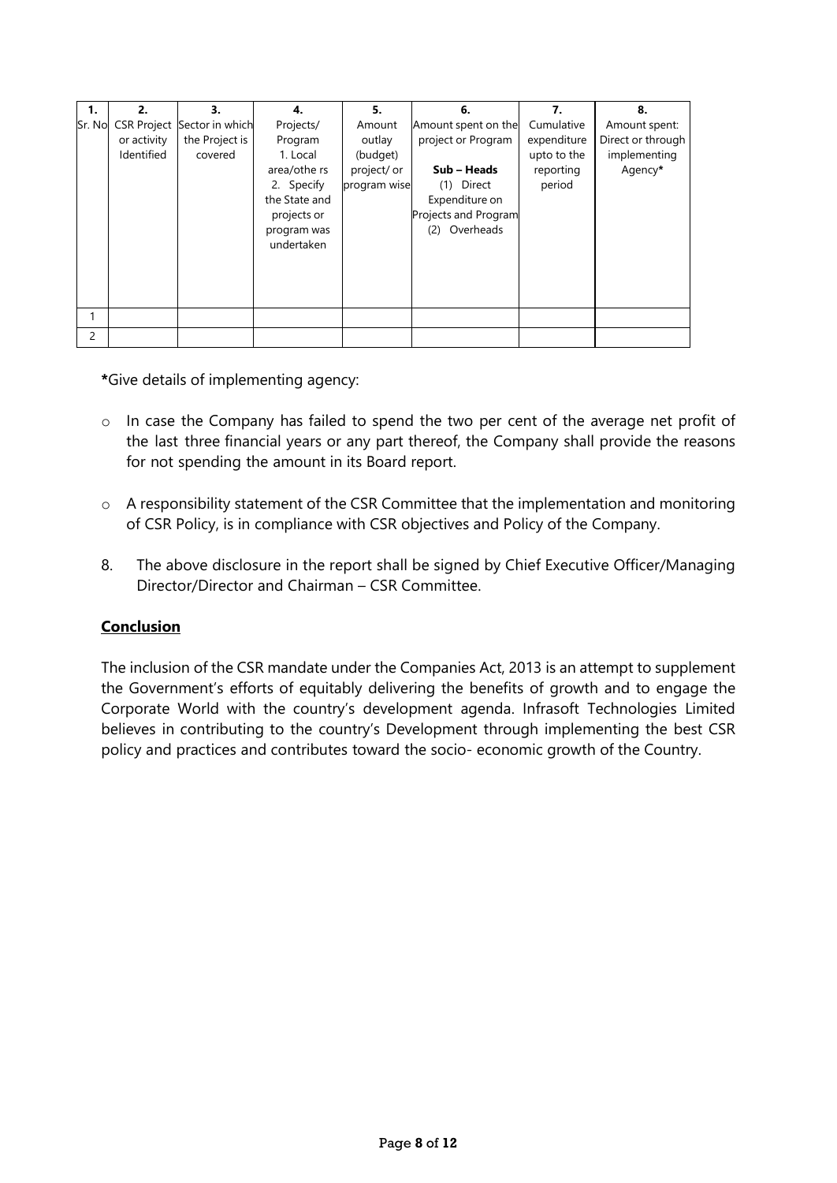| 1. Sr. No | 2. CSR Project or activity Identified | 3. Sector in which the Project is covered | 4. Projects/ Program 1. Local area/othe rs 2. Specify the State and projects or program was undertaken | 5. Amount outlay (budget) project/ or program wise | 6. Amount spent on the project or Program **Sub – Heads** (1) Direct Expenditure on Projects and Program (2) Overheads | 7. Cumulative expenditure upto to the reporting period | 8. Amount spent: Direct or through implementing Agency* |
|---|---|---|---|---|---|---|---|
| 1 | | | | | | | |
| 2 | | | | | | | |

*Give details of implementing agency:

- In case the Company has failed to spend the two per cent of the average net profit of the last three financial years or any part thereof, the Company shall provide the reasons for not spending the amount in its Board report.

- A responsibility statement of the CSR Committee that the implementation and monitoring of CSR Policy, is in compliance with CSR objectives and Policy of the Company.

8. The above disclosure in the report shall be signed by Chief Executive Officer/Managing Director/Director and Chairman – CSR Committee.

**Conclusion**

The inclusion of the CSR mandate under the Companies Act, 2013 is an attempt to supplement the Government's efforts of equitably delivering the benefits of growth and to engage the Corporate World with the country's development agenda. Infrasoft Technologies Limited believes in contributing to the country's Development through implementing the best CSR policy and practices and contributes toward the socio- economic growth of the Country.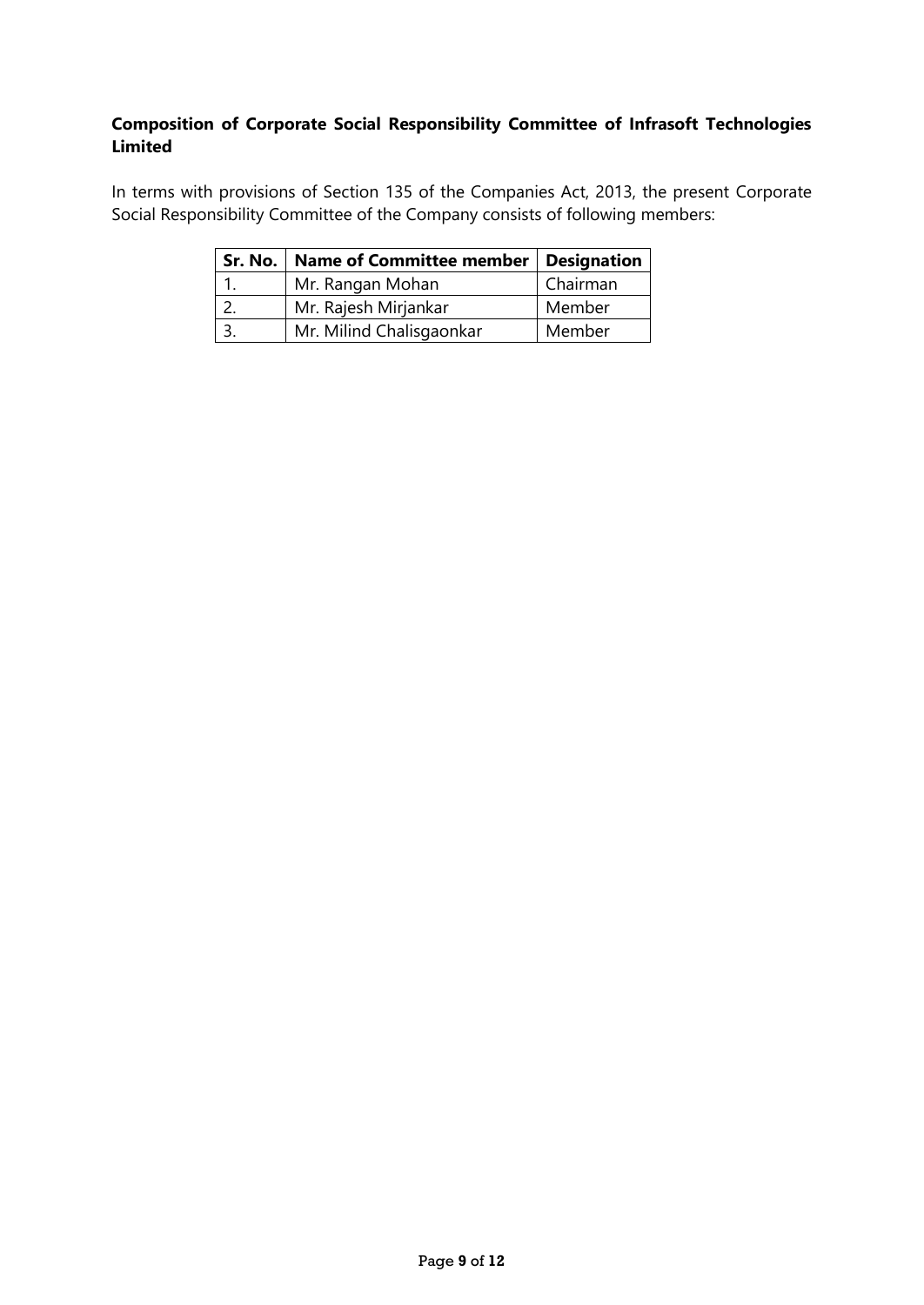**Composition of Corporate Social Responsibility Committee of Infrasoft Technologies Limited**

In terms with provisions of Section 135 of the Companies Act, 2013, the present Corporate Social Responsibility Committee of the Company consists of following members:

| Sr. No. | Name of Committee member | Designation |
|---|---|---|
| 1. | Mr. Rangan Mohan | Chairman |
| 2. | Mr. Rajesh Mirjankar | Member |
| 3. | Mr. Milind Chalisgaonkar | Member |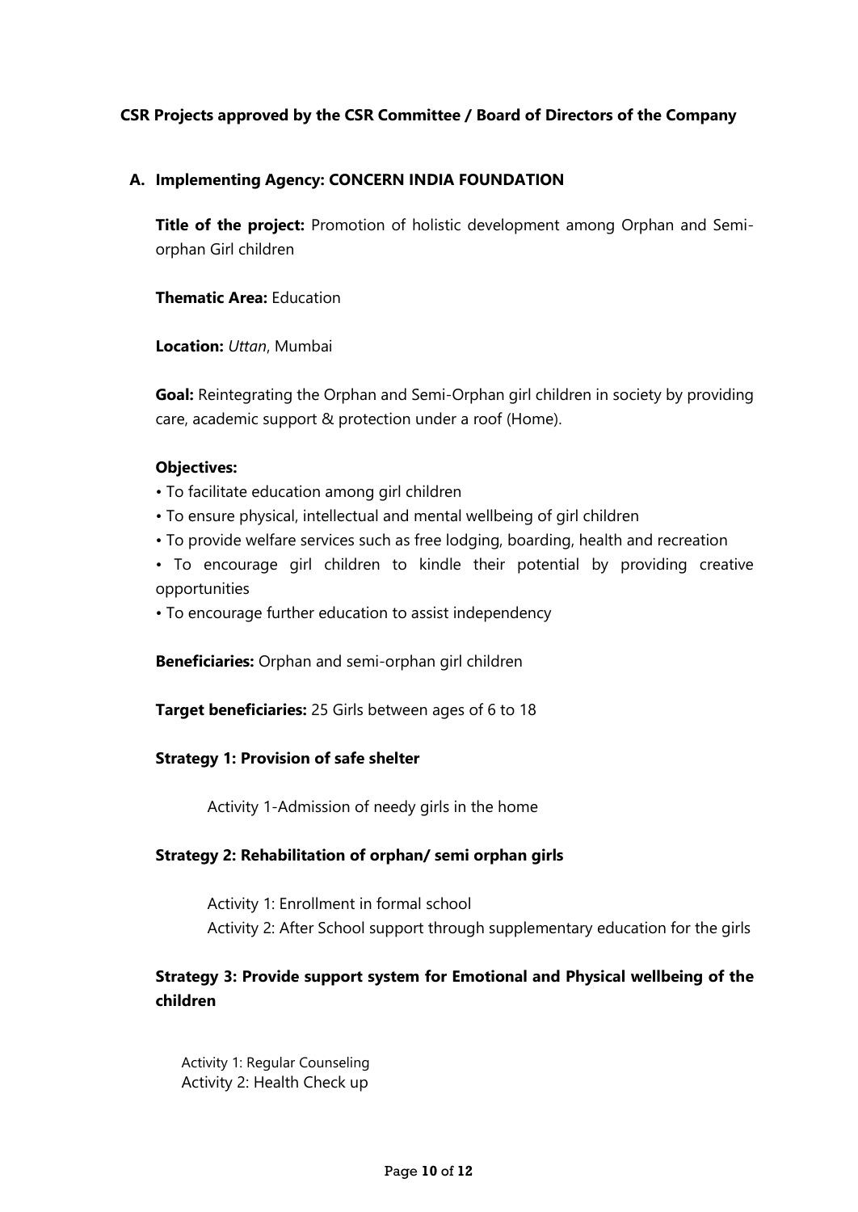**CSR Projects approved by the CSR Committee / Board of Directors of the Company**

**A. Implementing Agency: CONCERN INDIA FOUNDATION**

**Title of the project:** Promotion of holistic development among Orphan and Semi-orphan Girl children

**Thematic Area:** Education

**Location:** *Uttan*, Mumbai

**Goal:** Reintegrating the Orphan and Semi-Orphan girl children in society by providing care, academic support & protection under a roof (Home).

**Objectives:**

- To facilitate education among girl children
- To ensure physical, intellectual and mental wellbeing of girl children
- To provide welfare services such as free lodging, boarding, health and recreation
- To encourage girl children to kindle their potential by providing creative opportunities
- To encourage further education to assist independency

**Beneficiaries:** Orphan and semi-orphan girl children

**Target beneficiaries:** 25 Girls between ages of 6 to 18

**Strategy 1: Provision of safe shelter**

Activity 1-Admission of needy girls in the home

**Strategy 2: Rehabilitation of orphan/ semi orphan girls**

Activity 1: Enrollment in formal school
Activity 2: After School support through supplementary education for the girls

**Strategy 3: Provide support system for Emotional and Physical wellbeing of the children**

Activity 1: Regular Counseling
Activity 2: Health Check up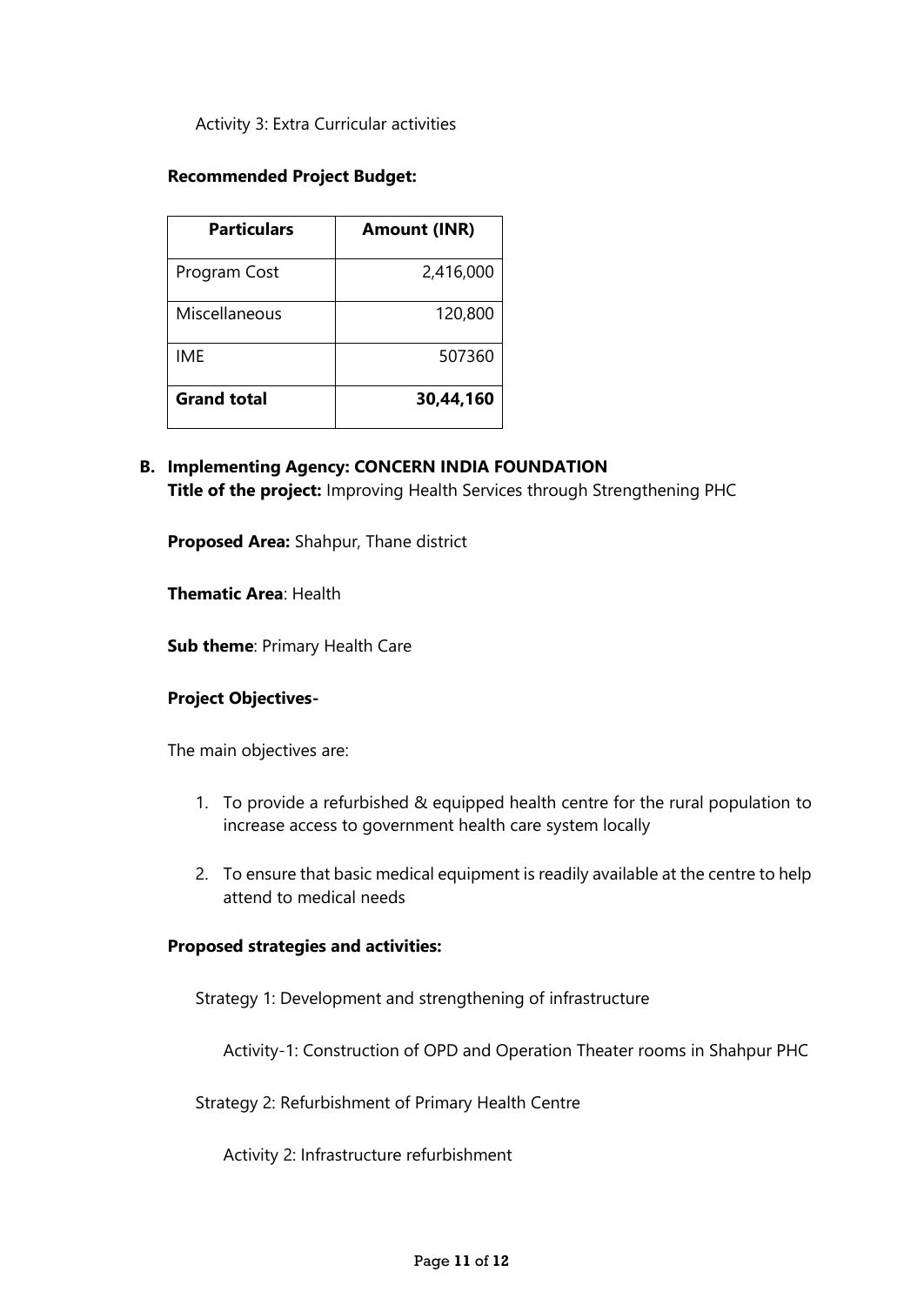Activity 3: Extra Curricular activities

**Recommended Project Budget:**

| Particulars | Amount (INR) |
|---|---|
| Program Cost | 2,416,000 |
| Miscellaneous | 120,800 |
| IME | 507360 |
| **Grand total** | **30,44,160** |

**B. Implementing Agency: CONCERN INDIA FOUNDATION**
**Title of the project:** Improving Health Services through Strengthening PHC

**Proposed Area:** Shahpur, Thane district

**Thematic Area**: Health

**Sub theme**: Primary Health Care

**Project Objectives-**

The main objectives are:

1. To provide a refurbished & equipped health centre for the rural population to increase access to government health care system locally
2. To ensure that basic medical equipment is readily available at the centre to help attend to medical needs

**Proposed strategies and activities:**

Strategy 1: Development and strengthening of infrastructure

Activity-1: Construction of OPD and Operation Theater rooms in Shahpur PHC

Strategy 2: Refurbishment of Primary Health Centre

Activity 2: Infrastructure refurbishment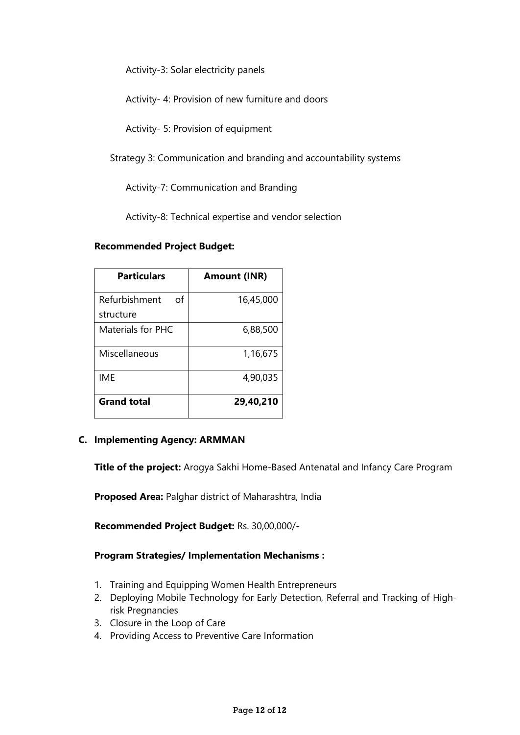Activity-3: Solar electricity panels

Activity- 4: Provision of new furniture and doors

Activity- 5: Provision of equipment

Strategy 3: Communication and branding and accountability systems

Activity-7: Communication and Branding

Activity-8: Technical expertise and vendor selection

**Recommended Project Budget:**

| Particulars | Amount (INR) |
|---|---|
| Refurbishment of structure | 16,45,000 |
| Materials for PHC | 6,88,500 |
| Miscellaneous | 1,16,675 |
| IME | 4,90,035 |
| **Grand total** | **29,40,210** |

**C. Implementing Agency: ARMMAN**

**Title of the project:** Arogya Sakhi Home-Based Antenatal and Infancy Care Program

**Proposed Area:** Palghar district of Maharashtra, India

**Recommended Project Budget:** Rs. 30,00,000/-

**Program Strategies/ Implementation Mechanisms :**

1. Training and Equipping Women Health Entrepreneurs
2. Deploying Mobile Technology for Early Detection, Referral and Tracking of High-risk Pregnancies
3. Closure in the Loop of Care
4. Providing Access to Preventive Care Information